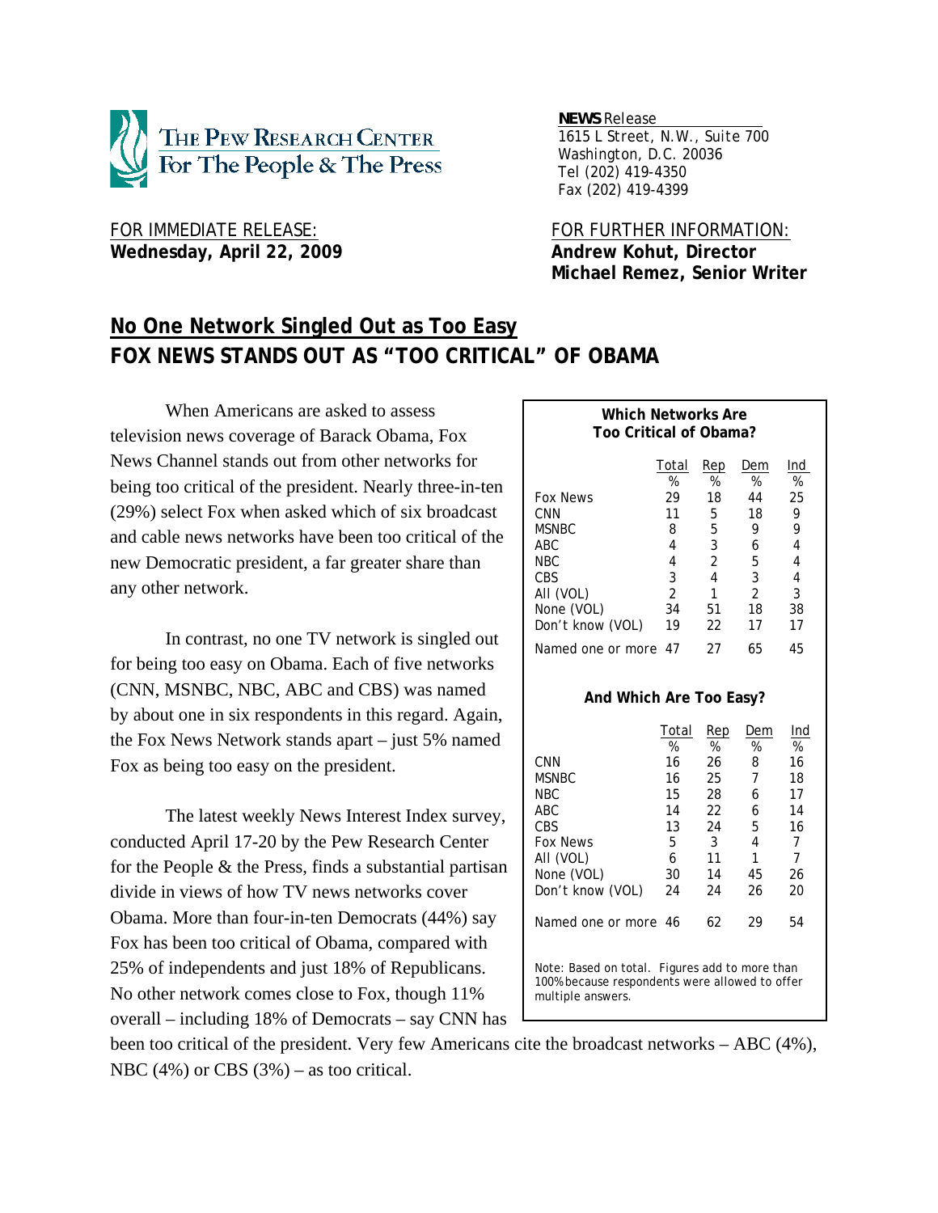THE PEW RESEARCH CENTER
For The People & The Press

**NEWS** Release
1615 L Street, N.W., Suite 700
Washington, D.C. 20036
Tel (202) 419-4350
Fax (202) 419-4399

FOR IMMEDIATE RELEASE:
**Wednesday, April 22, 2009**

FOR FURTHER INFORMATION:
**Andrew Kohut, Director**
**Michael Remez, Senior Writer**

# No One Network Singled Out as Too Easy
# FOX NEWS STANDS OUT AS "TOO CRITICAL" OF OBAMA

When Americans are asked to assess television news coverage of Barack Obama, Fox News Channel stands out from other networks for being too critical of the president. Nearly three-in-ten (29%) select Fox when asked which of six broadcast and cable news networks have been too critical of the new Democratic president, a far greater share than any other network.

In contrast, no one TV network is singled out for being too easy on Obama. Each of five networks (CNN, MSNBC, NBC, ABC and CBS) was named by about one in six respondents in this regard. Again, the Fox News Network stands apart – just 5% named Fox as being too easy on the president.

The latest weekly News Interest Index survey, conducted April 17-20 by the Pew Research Center for the People & the Press, finds a substantial partisan divide in views of how TV news networks cover Obama. More than four-in-ten Democrats (44%) say Fox has been too critical of Obama, compared with 25% of independents and just 18% of Republicans. No other network comes close to Fox, though 11% overall – including 18% of Democrats – say CNN has been too critical of the president. Very few Americans cite the broadcast networks – ABC (4%), NBC (4%) or CBS (3%) – as too critical.

**Which Networks Are Too Critical of Obama?**

| | Total | Rep | Dem | Ind |
|---|---|---|---|---|
| | % | % | % | % |
| Fox News | 29 | 18 | 44 | 25 |
| CNN | 11 | 5 | 18 | 9 |
| MSNBC | 8 | 5 | 9 | 9 |
| ABC | 4 | 3 | 6 | 4 |
| NBC | 4 | 2 | 5 | 4 |
| CBS | 3 | 4 | 3 | 4 |
| All (VOL) | 2 | 1 | 2 | 3 |
| None (VOL) | 34 | 51 | 18 | 38 |
| Don't know (VOL) | 19 | 22 | 17 | 17 |
| Named one or more | 47 | 27 | 65 | 45 |

**And Which Are Too Easy?**

| | Total | Rep | Dem | Ind |
|---|---|---|---|---|
| | % | % | % | % |
| CNN | 16 | 26 | 8 | 16 |
| MSNBC | 16 | 25 | 7 | 18 |
| NBC | 15 | 28 | 6 | 17 |
| ABC | 14 | 22 | 6 | 14 |
| CBS | 13 | 24 | 5 | 16 |
| Fox News | 5 | 3 | 4 | 7 |
| All (VOL) | 6 | 11 | 1 | 7 |
| None (VOL) | 30 | 14 | 45 | 26 |
| Don't know (VOL) | 24 | 24 | 26 | 20 |
| Named one or more | 46 | 62 | 29 | 54 |

Note: Based on total. Figures add to more than 100% because respondents were allowed to offer multiple answers.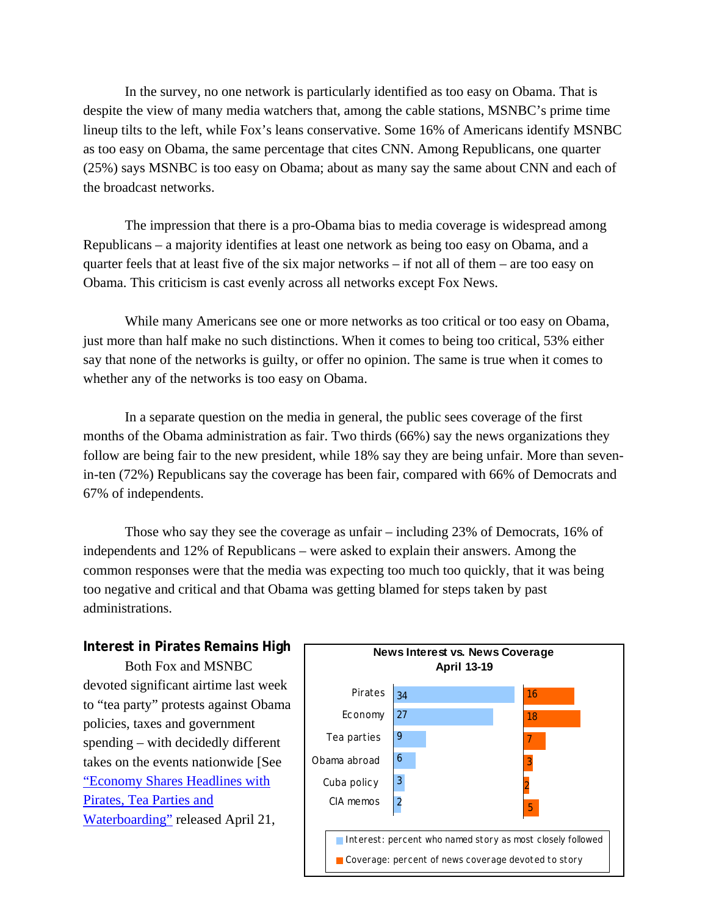In the survey, no one network is particularly identified as too easy on Obama. That is despite the view of many media watchers that, among the cable stations, MSNBC's prime time lineup tilts to the left, while Fox's leans conservative. Some 16% of Americans identify MSNBC as too easy on Obama, the same percentage that cites CNN. Among Republicans, one quarter (25%) says MSNBC is too easy on Obama; about as many say the same about CNN and each of the broadcast networks.

The impression that there is a pro-Obama bias to media coverage is widespread among Republicans – a majority identifies at least one network as being too easy on Obama, and a quarter feels that at least five of the six major networks – if not all of them – are too easy on Obama. This criticism is cast evenly across all networks except Fox News.

While many Americans see one or more networks as too critical or too easy on Obama, just more than half make no such distinctions. When it comes to being too critical, 53% either say that none of the networks is guilty, or offer no opinion. The same is true when it comes to whether any of the networks is too easy on Obama.

In a separate question on the media in general, the public sees coverage of the first months of the Obama administration as fair. Two thirds (66%) say the news organizations they follow are being fair to the new president, while 18% say they are being unfair. More than seven-in-ten (72%) Republicans say the coverage has been fair, compared with 66% of Democrats and 67% of independents.

Those who say they see the coverage as unfair – including 23% of Democrats, 16% of independents and 12% of Republicans – were asked to explain their answers. Among the common responses were that the media was expecting too much too quickly, that it was being too negative and critical and that Obama was getting blamed for steps taken by past administrations.

## Interest in Pirates Remains High

Both Fox and MSNBC devoted significant airtime last week to "tea party" protests against Obama policies, taxes and government spending – with decidedly different takes on the events nationwide [See "Economy Shares Headlines with Pirates, Tea Parties and Waterboarding" released April 21,

**News Interest vs. News Coverage**
**April 13-19**

| | Interest: percent who named story as most closely followed | Coverage: percent of news coverage devoted to story |
|---|---|---|
| Pirates | 34 | 16 |
| Economy | 27 | 18 |
| Tea parties | 9 | 7 |
| Obama abroad | 6 | 3 |
| Cuba policy | 3 | 2 |
| CIA memos | 2 | 5 |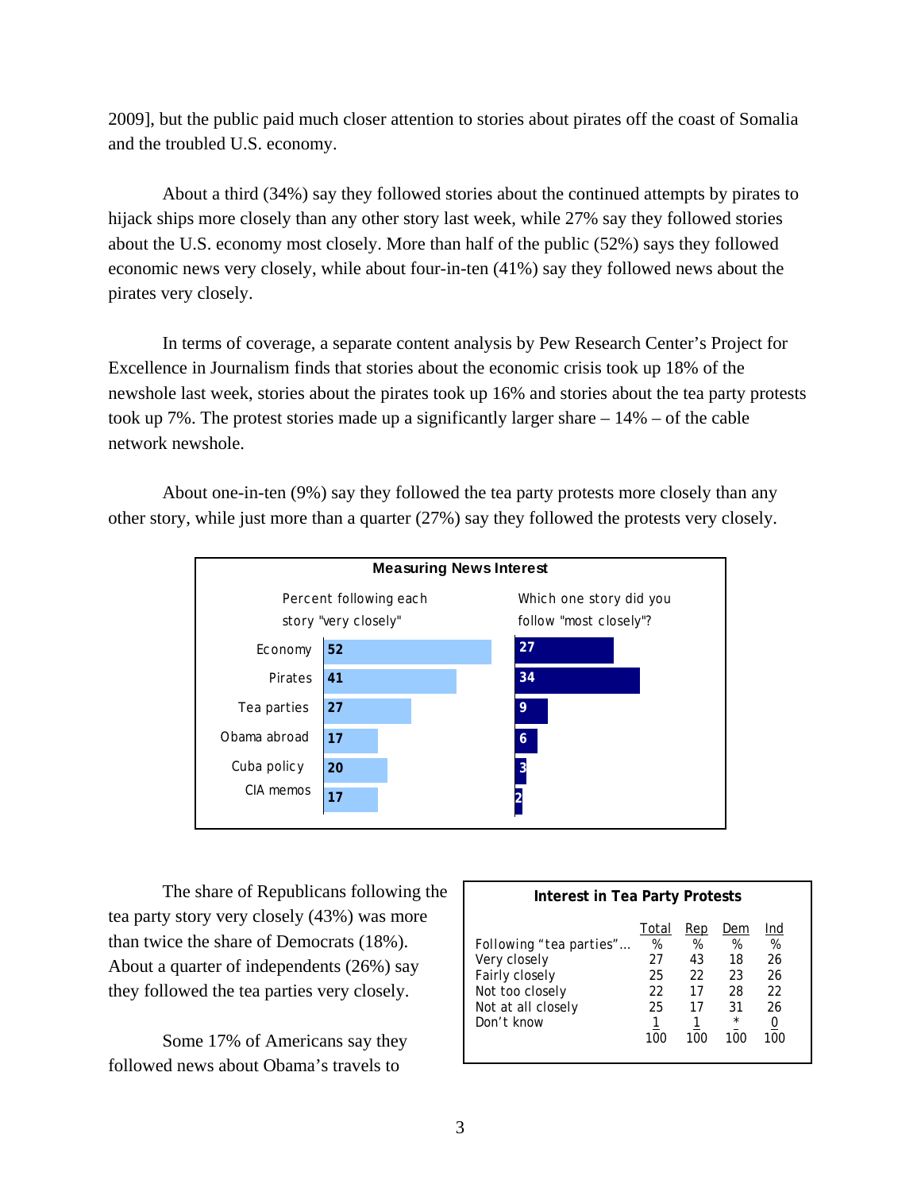2009], but the public paid much closer attention to stories about pirates off the coast of Somalia and the troubled U.S. economy.

About a third (34%) say they followed stories about the continued attempts by pirates to hijack ships more closely than any other story last week, while 27% say they followed stories about the U.S. economy most closely. More than half of the public (52%) says they followed economic news very closely, while about four-in-ten (41%) say they followed news about the pirates very closely.

In terms of coverage, a separate content analysis by Pew Research Center's Project for Excellence in Journalism finds that stories about the economic crisis took up 18% of the newshole last week, stories about the pirates took up 16% and stories about the tea party protests took up 7%. The protest stories made up a significantly larger share – 14% – of the cable network newshole.

About one-in-ten (9%) say they followed the tea party protests more closely than any other story, while just more than a quarter (27%) say they followed the protests very closely.

**Measuring News Interest**

| | Percent following each story "very closely" | Which one story did you follow "most closely"? |
|---|---|---|
| Economy | 52 | 27 |
| Pirates | 41 | 34 |
| Tea parties | 27 | 9 |
| Obama abroad | 17 | 6 |
| Cuba policy | 20 | 3 |
| CIA memos | 17 | 2 |

The share of Republicans following the tea party story very closely (43%) was more than twice the share of Democrats (18%). About a quarter of independents (26%) say they followed the tea parties very closely.

**Interest in Tea Party Protests**

| Following "tea parties"… | Total % | Rep % | Dem % | Ind % |
|---|---|---|---|---|
| Very closely | 27 | 43 | 18 | 26 |
| Fairly closely | 25 | 22 | 23 | 26 |
| Not too closely | 22 | 17 | 28 | 22 |
| Not at all closely | 25 | 17 | 31 | 26 |
| Don't know | 1 | 1 | * | 0 |
| | 100 | 100 | 100 | 100 |

Some 17% of Americans say they followed news about Obama's travels to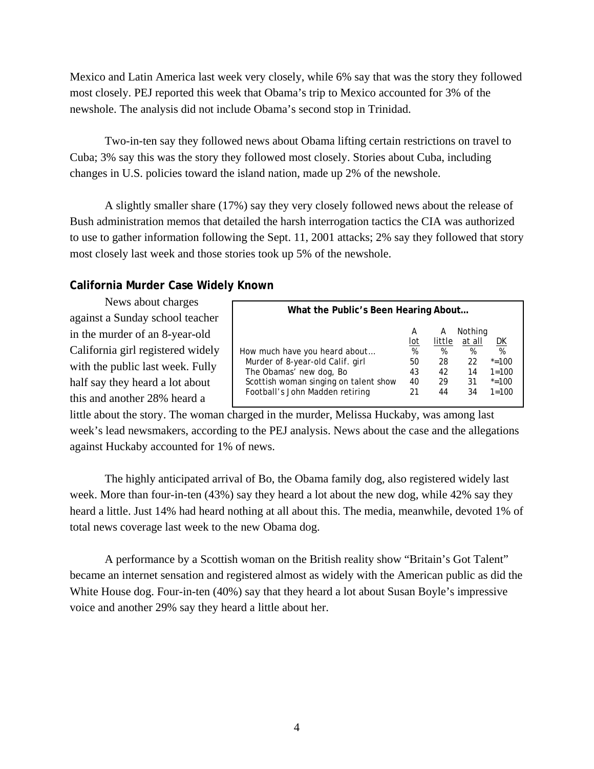Mexico and Latin America last week very closely, while 6% say that was the story they followed most closely. PEJ reported this week that Obama's trip to Mexico accounted for 3% of the newshole. The analysis did not include Obama's second stop in Trinidad.

Two-in-ten say they followed news about Obama lifting certain restrictions on travel to Cuba; 3% say this was the story they followed most closely. Stories about Cuba, including changes in U.S. policies toward the island nation, made up 2% of the newshole.

A slightly smaller share (17%) say they very closely followed news about the release of Bush administration memos that detailed the harsh interrogation tactics the CIA was authorized to use to gather information following the Sept. 11, 2001 attacks; 2% say they followed that story most closely last week and those stories took up 5% of the newshole.

## California Murder Case Widely Known

News about charges against a Sunday school teacher in the murder of an 8-year-old California girl registered widely with the public last week. Fully half say they heard a lot about this and another 28% heard a little about the story. The woman charged in the murder, Melissa Huckaby, was among last week's lead newsmakers, according to the PEJ analysis. News about the case and the allegations against Huckaby accounted for 1% of news.

**What the Public's Been Hearing About…**

| How much have you heard about… | A lot % | A little % | Nothing at all % | DK % |
|---|---|---|---|---|
| Murder of 8-year-old Calif. girl | 50 | 28 | 22 | *=100 |
| The Obamas' new dog, Bo | 43 | 42 | 14 | 1=100 |
| Scottish woman singing on talent show | 40 | 29 | 31 | *=100 |
| Football's John Madden retiring | 21 | 44 | 34 | 1=100 |

The highly anticipated arrival of Bo, the Obama family dog, also registered widely last week. More than four-in-ten (43%) say they heard a lot about the new dog, while 42% say they heard a little. Just 14% had heard nothing at all about this. The media, meanwhile, devoted 1% of total news coverage last week to the new Obama dog.

A performance by a Scottish woman on the British reality show "Britain's Got Talent" became an internet sensation and registered almost as widely with the American public as did the White House dog. Four-in-ten (40%) say that they heard a lot about Susan Boyle's impressive voice and another 29% say they heard a little about her.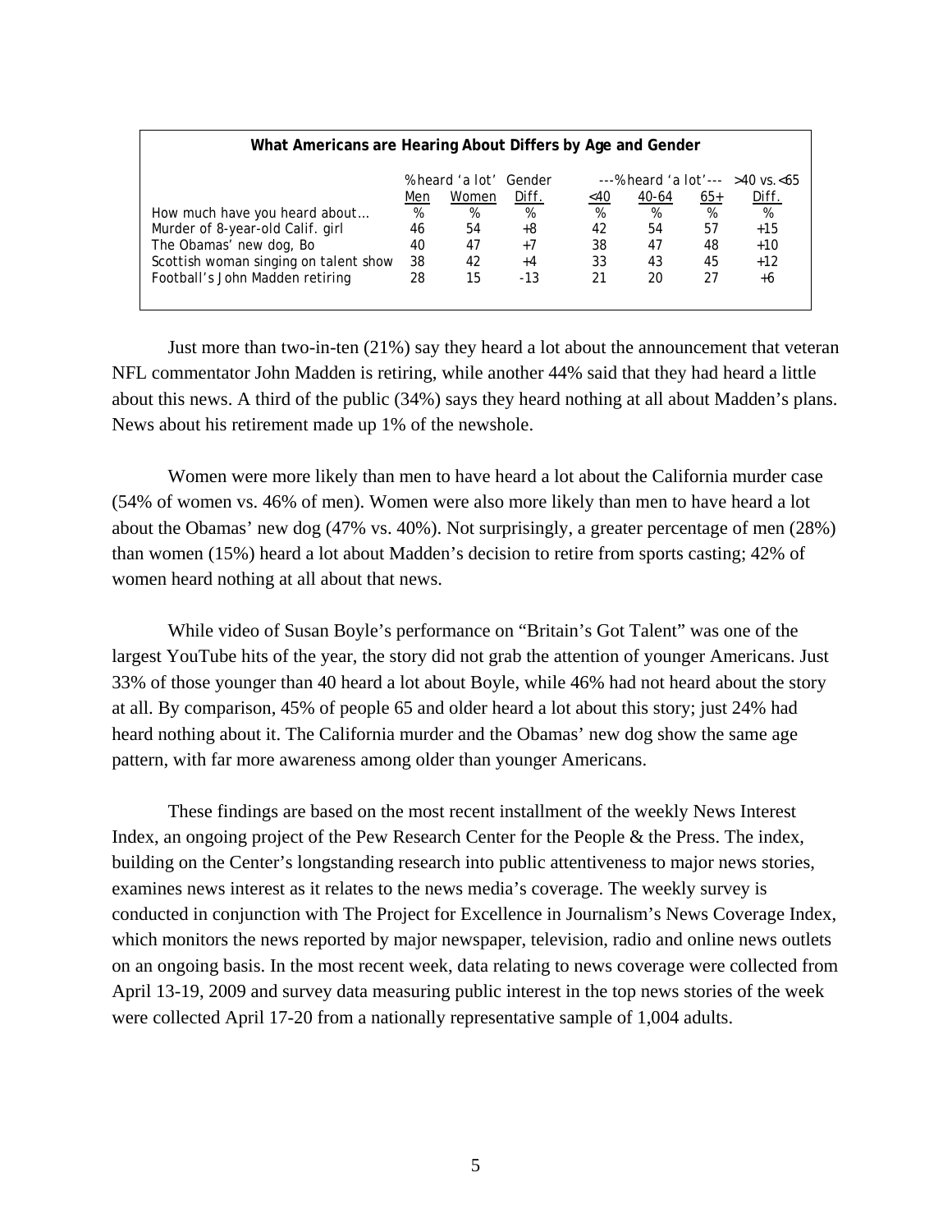**What Americans are Hearing About Differs by Age and Gender**

| | % heard 'a lot' | | Gender | ---% heard 'a lot'--- | | | >40 vs. <65 |
|---|---|---|---|---|---|---|---|
| | Men | Women | Diff. | <40 | 40-64 | 65+ | Diff. |
| How much have you heard about… | % | % | % | % | % | % | % |
| Murder of 8-year-old Calif. girl | 46 | 54 | +8 | 42 | 54 | 57 | +15 |
| The Obamas' new dog, Bo | 40 | 47 | +7 | 38 | 47 | 48 | +10 |
| Scottish woman singing on talent show | 38 | 42 | +4 | 33 | 43 | 45 | +12 |
| Football's John Madden retiring | 28 | 15 | -13 | 21 | 20 | 27 | +6 |

Just more than two-in-ten (21%) say they heard a lot about the announcement that veteran NFL commentator John Madden is retiring, while another 44% said that they had heard a little about this news. A third of the public (34%) says they heard nothing at all about Madden's plans. News about his retirement made up 1% of the newshole.

Women were more likely than men to have heard a lot about the California murder case (54% of women vs. 46% of men). Women were also more likely than men to have heard a lot about the Obamas' new dog (47% vs. 40%). Not surprisingly, a greater percentage of men (28%) than women (15%) heard a lot about Madden's decision to retire from sports casting; 42% of women heard nothing at all about that news.

While video of Susan Boyle's performance on "Britain's Got Talent" was one of the largest YouTube hits of the year, the story did not grab the attention of younger Americans. Just 33% of those younger than 40 heard a lot about Boyle, while 46% had not heard about the story at all. By comparison, 45% of people 65 and older heard a lot about this story; just 24% had heard nothing about it. The California murder and the Obamas' new dog show the same age pattern, with far more awareness among older than younger Americans.

These findings are based on the most recent installment of the weekly News Interest Index, an ongoing project of the Pew Research Center for the People & the Press. The index, building on the Center's longstanding research into public attentiveness to major news stories, examines news interest as it relates to the news media's coverage. The weekly survey is conducted in conjunction with The Project for Excellence in Journalism's News Coverage Index, which monitors the news reported by major newspaper, television, radio and online news outlets on an ongoing basis. In the most recent week, data relating to news coverage were collected from April 13-19, 2009 and survey data measuring public interest in the top news stories of the week were collected April 17-20 from a nationally representative sample of 1,004 adults.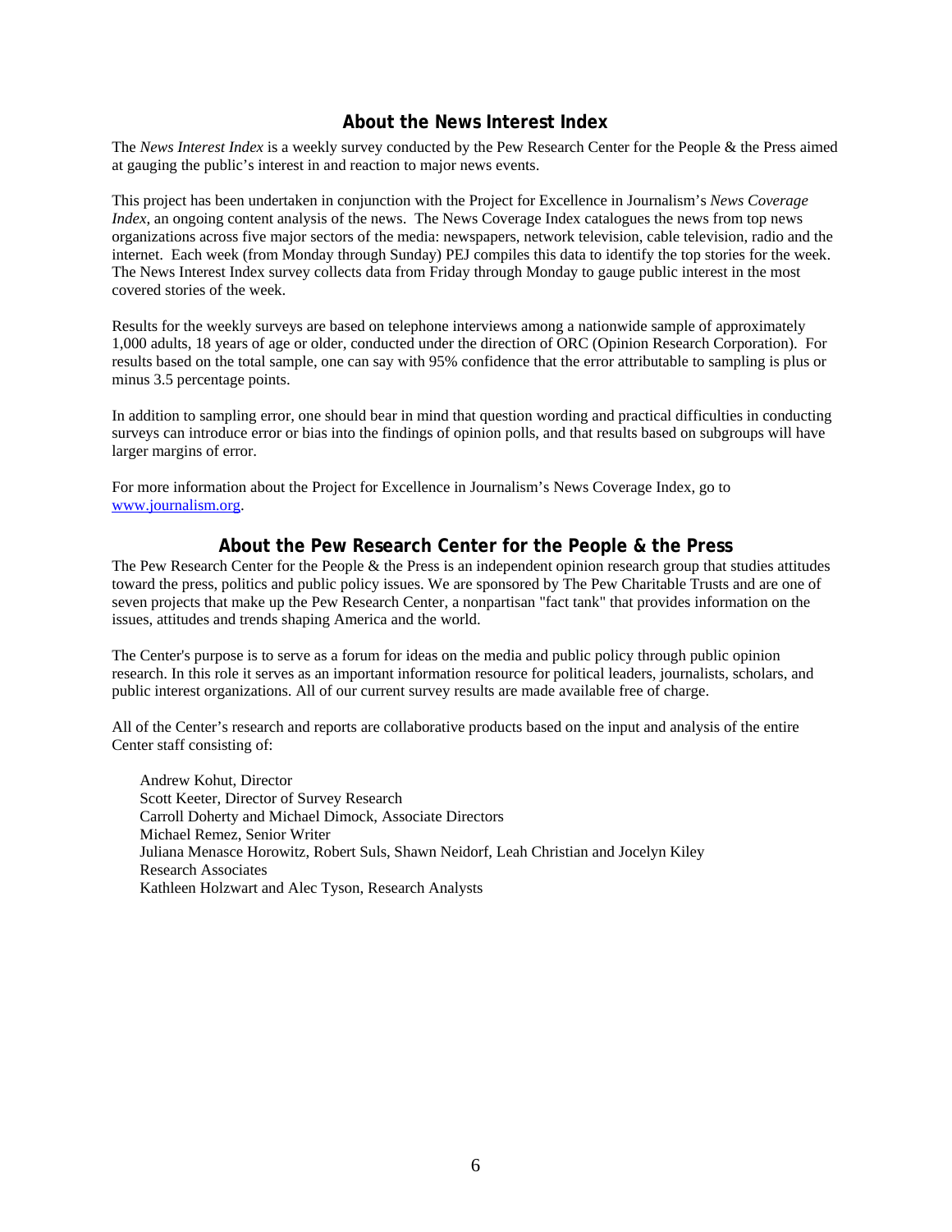## About the News Interest Index

The *News Interest Index* is a weekly survey conducted by the Pew Research Center for the People & the Press aimed at gauging the public's interest in and reaction to major news events.

This project has been undertaken in conjunction with the Project for Excellence in Journalism's *News Coverage Index*, an ongoing content analysis of the news. The News Coverage Index catalogues the news from top news organizations across five major sectors of the media: newspapers, network television, cable television, radio and the internet. Each week (from Monday through Sunday) PEJ compiles this data to identify the top stories for the week. The News Interest Index survey collects data from Friday through Monday to gauge public interest in the most covered stories of the week.

Results for the weekly surveys are based on telephone interviews among a nationwide sample of approximately 1,000 adults, 18 years of age or older, conducted under the direction of ORC (Opinion Research Corporation). For results based on the total sample, one can say with 95% confidence that the error attributable to sampling is plus or minus 3.5 percentage points.

In addition to sampling error, one should bear in mind that question wording and practical difficulties in conducting surveys can introduce error or bias into the findings of opinion polls, and that results based on subgroups will have larger margins of error.

For more information about the Project for Excellence in Journalism's News Coverage Index, go to www.journalism.org.

## About the Pew Research Center for the People & the Press

The Pew Research Center for the People & the Press is an independent opinion research group that studies attitudes toward the press, politics and public policy issues. We are sponsored by The Pew Charitable Trusts and are one of seven projects that make up the Pew Research Center, a nonpartisan "fact tank" that provides information on the issues, attitudes and trends shaping America and the world.

The Center's purpose is to serve as a forum for ideas on the media and public policy through public opinion research. In this role it serves as an important information resource for political leaders, journalists, scholars, and public interest organizations. All of our current survey results are made available free of charge.

All of the Center's research and reports are collaborative products based on the input and analysis of the entire Center staff consisting of:

Andrew Kohut, Director
Scott Keeter, Director of Survey Research
Carroll Doherty and Michael Dimock, Associate Directors
Michael Remez, Senior Writer
Juliana Menasce Horowitz, Robert Suls, Shawn Neidorf, Leah Christian and Jocelyn Kiley
Research Associates
Kathleen Holzwart and Alec Tyson, Research Analysts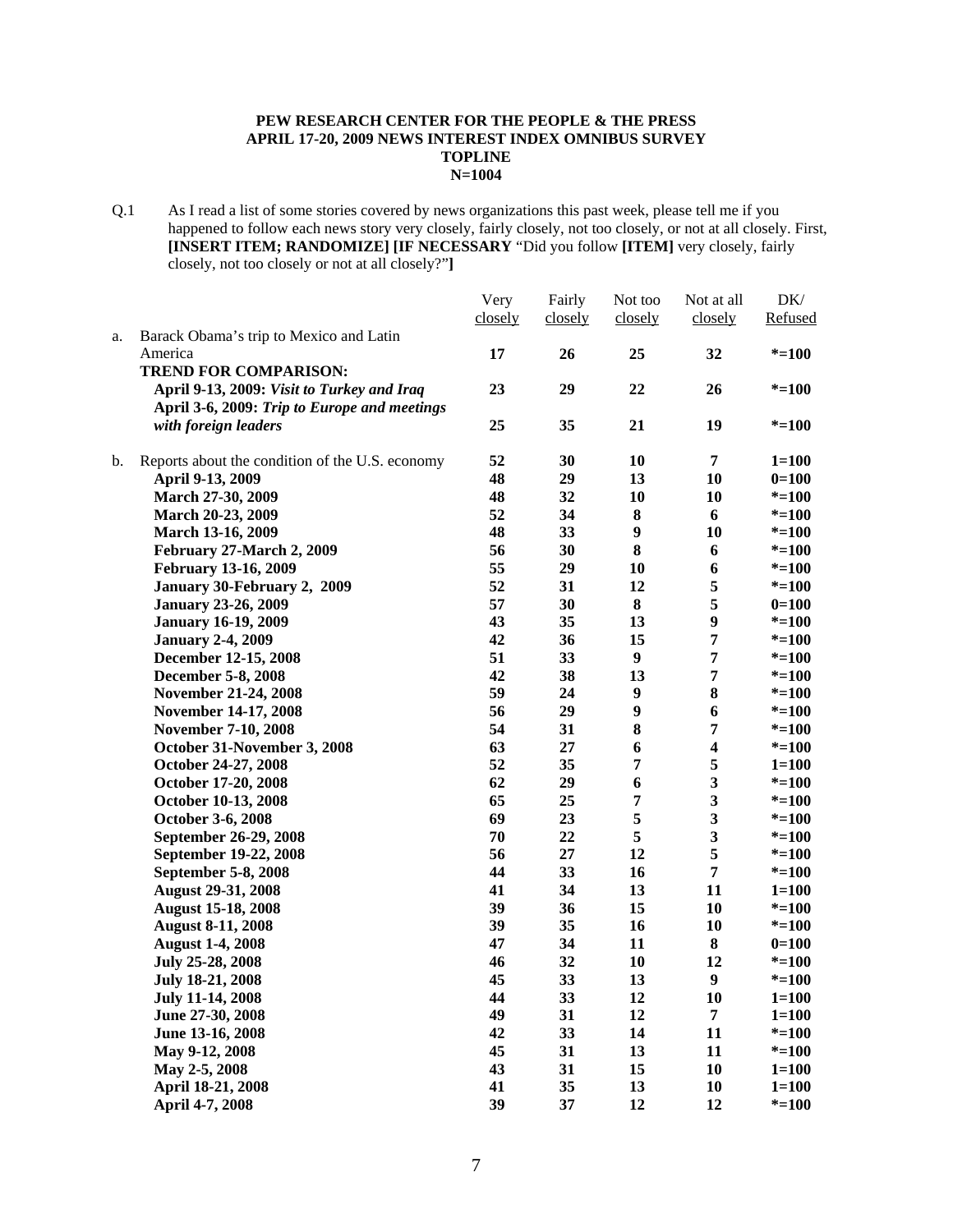**PEW RESEARCH CENTER FOR THE PEOPLE & THE PRESS**
**APRIL 17-20, 2009 NEWS INTEREST INDEX OMNIBUS SURVEY**
**TOPLINE**
**N=1004**

Q.1 As I read a list of some stories covered by news organizations this past week, please tell me if you happened to follow each news story very closely, fairly closely, not too closely, or not at all closely. First, **[INSERT ITEM; RANDOMIZE] [IF NECESSARY** "Did you follow **[ITEM]** very closely, fairly closely, not too closely or not at all closely?"**]**

| | | Very closely | Fairly closely | Not too closely | Not at all closely | DK/ Refused |
|---|---|---|---|---|---|---|
| a. | Barack Obama's trip to Mexico and Latin America | **17** | **26** | **25** | **32** | **\*=100** |
| | **TREND FOR COMPARISON:** | | | | | |
| | **April 9-13, 2009:** ***Visit to Turkey and Iraq*** | **23** | **29** | **22** | **26** | **\*=100** |
| | **April 3-6, 2009:** ***Trip to Europe and meetings with foreign leaders*** | **25** | **35** | **21** | **19** | **\*=100** |
| b. | Reports about the condition of the U.S. economy | **52** | **30** | **10** | **7** | **1=100** |
| | **April 9-13, 2009** | **48** | **29** | **13** | **10** | **0=100** |
| | **March 27-30, 2009** | **48** | **32** | **10** | **10** | **\*=100** |
| | **March 20-23, 2009** | **52** | **34** | **8** | **6** | **\*=100** |
| | **March 13-16, 2009** | **48** | **33** | **9** | **10** | **\*=100** |
| | **February 27-March 2, 2009** | **56** | **30** | **8** | **6** | **\*=100** |
| | **February 13-16, 2009** | **55** | **29** | **10** | **6** | **\*=100** |
| | **January 30-February 2, 2009** | **52** | **31** | **12** | **5** | **\*=100** |
| | **January 23-26, 2009** | **57** | **30** | **8** | **5** | **0=100** |
| | **January 16-19, 2009** | **43** | **35** | **13** | **9** | **\*=100** |
| | **January 2-4, 2009** | **42** | **36** | **15** | **7** | **\*=100** |
| | **December 12-15, 2008** | **51** | **33** | **9** | **7** | **\*=100** |
| | **December 5-8, 2008** | **42** | **38** | **13** | **7** | **\*=100** |
| | **November 21-24, 2008** | **59** | **24** | **9** | **8** | **\*=100** |
| | **November 14-17, 2008** | **56** | **29** | **9** | **6** | **\*=100** |
| | **November 7-10, 2008** | **54** | **31** | **8** | **7** | **\*=100** |
| | **October 31-November 3, 2008** | **63** | **27** | **6** | **4** | **\*=100** |
| | **October 24-27, 2008** | **52** | **35** | **7** | **5** | **1=100** |
| | **October 17-20, 2008** | **62** | **29** | **6** | **3** | **\*=100** |
| | **October 10-13, 2008** | **65** | **25** | **7** | **3** | **\*=100** |
| | **October 3-6, 2008** | **69** | **23** | **5** | **3** | **\*=100** |
| | **September 26-29, 2008** | **70** | **22** | **5** | **3** | **\*=100** |
| | **September 19-22, 2008** | **56** | **27** | **12** | **5** | **\*=100** |
| | **September 5-8, 2008** | **44** | **33** | **16** | **7** | **\*=100** |
| | **August 29-31, 2008** | **41** | **34** | **13** | **11** | **1=100** |
| | **August 15-18, 2008** | **39** | **36** | **15** | **10** | **\*=100** |
| | **August 8-11, 2008** | **39** | **35** | **16** | **10** | **\*=100** |
| | **August 1-4, 2008** | **47** | **34** | **11** | **8** | **0=100** |
| | **July 25-28, 2008** | **46** | **32** | **10** | **12** | **\*=100** |
| | **July 18-21, 2008** | **45** | **33** | **13** | **9** | **\*=100** |
| | **July 11-14, 2008** | **44** | **33** | **12** | **10** | **1=100** |
| | **June 27-30, 2008** | **49** | **31** | **12** | **7** | **1=100** |
| | **June 13-16, 2008** | **42** | **33** | **14** | **11** | **\*=100** |
| | **May 9-12, 2008** | **45** | **31** | **13** | **11** | **\*=100** |
| | **May 2-5, 2008** | **43** | **31** | **15** | **10** | **1=100** |
| | **April 18-21, 2008** | **41** | **35** | **13** | **10** | **1=100** |
| | **April 4-7, 2008** | **39** | **37** | **12** | **12** | **\*=100** |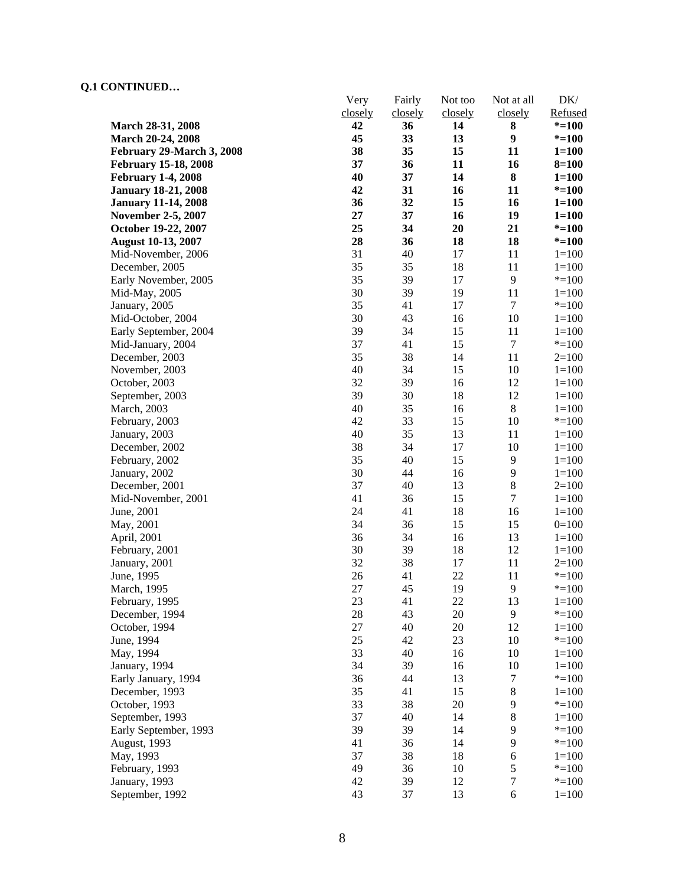**Q.1 CONTINUED…**

| | Very closely | Fairly closely | Not too closely | Not at all closely | DK/ Refused |
|---|---|---|---|---|---|
| **March 28-31, 2008** | **42** | **36** | **14** | **8** | ***=100** |
| **March 20-24, 2008** | **45** | **33** | **13** | **9** | ***=100** |
| **February 29-March 3, 2008** | **38** | **35** | **15** | **11** | **1=100** |
| **February 15-18, 2008** | **37** | **36** | **11** | **16** | **8=100** |
| **February 1-4, 2008** | **40** | **37** | **14** | **8** | **1=100** |
| **January 18-21, 2008** | **42** | **31** | **16** | **11** | ***=100** |
| **January 11-14, 2008** | **36** | **32** | **15** | **16** | **1=100** |
| **November 2-5, 2007** | **27** | **37** | **16** | **19** | **1=100** |
| **October 19-22, 2007** | **25** | **34** | **20** | **21** | ***=100** |
| **August 10-13, 2007** | **28** | **36** | **18** | **18** | ***=100** |
| Mid-November, 2006 | 31 | 40 | 17 | 11 | 1=100 |
| December, 2005 | 35 | 35 | 18 | 11 | 1=100 |
| Early November, 2005 | 35 | 39 | 17 | 9 | *=100 |
| Mid-May, 2005 | 30 | 39 | 19 | 11 | 1=100 |
| January, 2005 | 35 | 41 | 17 | 7 | *=100 |
| Mid-October, 2004 | 30 | 43 | 16 | 10 | 1=100 |
| Early September, 2004 | 39 | 34 | 15 | 11 | 1=100 |
| Mid-January, 2004 | 37 | 41 | 15 | 7 | *=100 |
| December, 2003 | 35 | 38 | 14 | 11 | 2=100 |
| November, 2003 | 40 | 34 | 15 | 10 | 1=100 |
| October, 2003 | 32 | 39 | 16 | 12 | 1=100 |
| September, 2003 | 39 | 30 | 18 | 12 | 1=100 |
| March, 2003 | 40 | 35 | 16 | 8 | 1=100 |
| February, 2003 | 42 | 33 | 15 | 10 | *=100 |
| January, 2003 | 40 | 35 | 13 | 11 | 1=100 |
| December, 2002 | 38 | 34 | 17 | 10 | 1=100 |
| February, 2002 | 35 | 40 | 15 | 9 | 1=100 |
| January, 2002 | 30 | 44 | 16 | 9 | 1=100 |
| December, 2001 | 37 | 40 | 13 | 8 | 2=100 |
| Mid-November, 2001 | 41 | 36 | 15 | 7 | 1=100 |
| June, 2001 | 24 | 41 | 18 | 16 | 1=100 |
| May, 2001 | 34 | 36 | 15 | 15 | 0=100 |
| April, 2001 | 36 | 34 | 16 | 13 | 1=100 |
| February, 2001 | 30 | 39 | 18 | 12 | 1=100 |
| January, 2001 | 32 | 38 | 17 | 11 | 2=100 |
| June, 1995 | 26 | 41 | 22 | 11 | *=100 |
| March, 1995 | 27 | 45 | 19 | 9 | *=100 |
| February, 1995 | 23 | 41 | 22 | 13 | 1=100 |
| December, 1994 | 28 | 43 | 20 | 9 | *=100 |
| October, 1994 | 27 | 40 | 20 | 12 | 1=100 |
| June, 1994 | 25 | 42 | 23 | 10 | *=100 |
| May, 1994 | 33 | 40 | 16 | 10 | 1=100 |
| January, 1994 | 34 | 39 | 16 | 10 | 1=100 |
| Early January, 1994 | 36 | 44 | 13 | 7 | *=100 |
| December, 1993 | 35 | 41 | 15 | 8 | 1=100 |
| October, 1993 | 33 | 38 | 20 | 9 | *=100 |
| September, 1993 | 37 | 40 | 14 | 8 | 1=100 |
| Early September, 1993 | 39 | 39 | 14 | 9 | *=100 |
| August, 1993 | 41 | 36 | 14 | 9 | *=100 |
| May, 1993 | 37 | 38 | 18 | 6 | 1=100 |
| February, 1993 | 49 | 36 | 10 | 5 | *=100 |
| January, 1993 | 42 | 39 | 12 | 7 | *=100 |
| September, 1992 | 43 | 37 | 13 | 6 | 1=100 |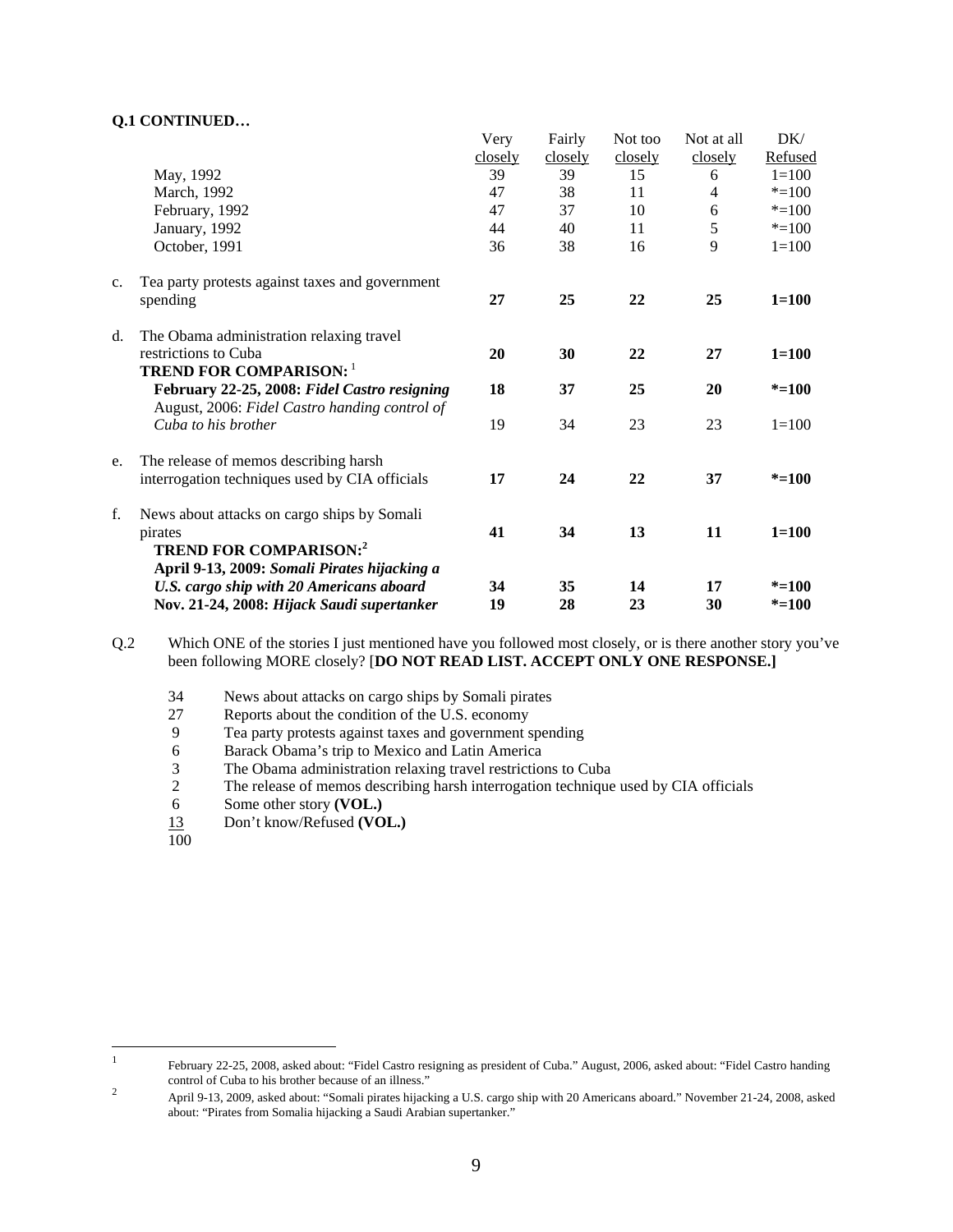**Q.1 CONTINUED…**

| | Very closely | Fairly closely | Not too closely | Not at all closely | DK/ Refused |
|---|---|---|---|---|---|
| May, 1992 | 39 | 39 | 15 | 6 | 1=100 |
| March, 1992 | 47 | 38 | 11 | 4 | *=100 |
| February, 1992 | 47 | 37 | 10 | 6 | *=100 |
| January, 1992 | 44 | 40 | 11 | 5 | *=100 |
| October, 1991 | 36 | 38 | 16 | 9 | 1=100 |
| c. Tea party protests against taxes and government spending | **27** | **25** | **22** | **25** | **1=100** |
| d. The Obama administration relaxing travel restrictions to Cuba | **20** | **30** | **22** | **27** | **1=100** |
| **TREND FOR COMPARISON:** [1] | | | | | |
| **February 22-25, 2008:** ***Fidel Castro resigning*** | **18** | **37** | **25** | **20** | ***=100** |
| August, 2006: *Fidel Castro handing control of Cuba to his brother* | 19 | 34 | 23 | 23 | 1=100 |
| e. The release of memos describing harsh interrogation techniques used by CIA officials | **17** | **24** | **22** | **37** | ***=100** |
| f. News about attacks on cargo ships by Somali pirates | **41** | **34** | **13** | **11** | **1=100** |
| **TREND FOR COMPARISON:** [2] | | | | | |
| **April 9-13, 2009:** ***Somali Pirates hijacking a U.S. cargo ship with 20 Americans aboard*** | **34** | **35** | **14** | **17** | ***=100** |
| **Nov. 21-24, 2008:** ***Hijack Saudi supertanker*** | **19** | **28** | **23** | **30** | ***=100** |

Q.2 Which ONE of the stories I just mentioned have you followed most closely, or is there another story you've been following MORE closely? [**DO NOT READ LIST. ACCEPT ONLY ONE RESPONSE.]**

| | |
|---|---|
| 34 | News about attacks on cargo ships by Somali pirates |
| 27 | Reports about the condition of the U.S. economy |
| 9 | Tea party protests against taxes and government spending |
| 6 | Barack Obama's trip to Mexico and Latin America |
| 3 | The Obama administration relaxing travel restrictions to Cuba |
| 2 | The release of memos describing harsh interrogation technique used by CIA officials |
| 6 | Some other story **(VOL.)** |
| 13 | Don't know/Refused **(VOL.)** |
| 100 | |

[1] February 22-25, 2008, asked about: "Fidel Castro resigning as president of Cuba." August, 2006, asked about: "Fidel Castro handing control of Cuba to his brother because of an illness."

[2] April 9-13, 2009, asked about: "Somali pirates hijacking a U.S. cargo ship with 20 Americans aboard." November 21-24, 2008, asked about: "Pirates from Somalia hijacking a Saudi Arabian supertanker."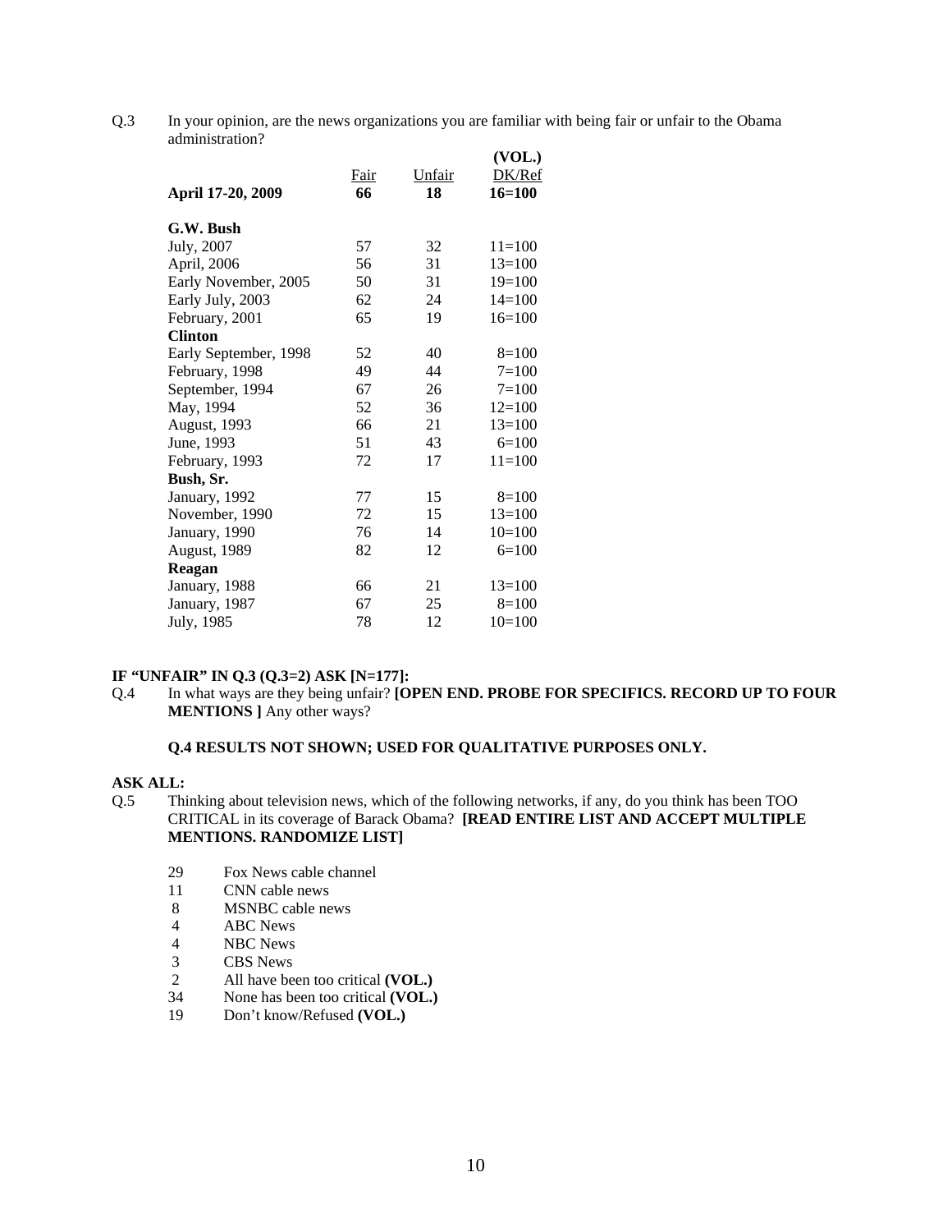Q.3 In your opinion, are the news organizations you are familiar with being fair or unfair to the Obama administration?

| | Fair | Unfair | (VOL.) DK/Ref |
|---|---|---|---|
| **April 17-20, 2009** | **66** | **18** | **16=100** |
| | | | |
| **G.W. Bush** | | | |
| July, 2007 | 57 | 32 | 11=100 |
| April, 2006 | 56 | 31 | 13=100 |
| Early November, 2005 | 50 | 31 | 19=100 |
| Early July, 2003 | 62 | 24 | 14=100 |
| February, 2001 | 65 | 19 | 16=100 |
| **Clinton** | | | |
| Early September, 1998 | 52 | 40 | 8=100 |
| February, 1998 | 49 | 44 | 7=100 |
| September, 1994 | 67 | 26 | 7=100 |
| May, 1994 | 52 | 36 | 12=100 |
| August, 1993 | 66 | 21 | 13=100 |
| June, 1993 | 51 | 43 | 6=100 |
| February, 1993 | 72 | 17 | 11=100 |
| **Bush, Sr.** | | | |
| January, 1992 | 77 | 15 | 8=100 |
| November, 1990 | 72 | 15 | 13=100 |
| January, 1990 | 76 | 14 | 10=100 |
| August, 1989 | 82 | 12 | 6=100 |
| **Reagan** | | | |
| January, 1988 | 66 | 21 | 13=100 |
| January, 1987 | 67 | 25 | 8=100 |
| July, 1985 | 78 | 12 | 10=100 |

**IF "UNFAIR" IN Q.3 (Q.3=2) ASK [N=177]:**

Q.4 In what ways are they being unfair? **[OPEN END. PROBE FOR SPECIFICS. RECORD UP TO FOUR MENTIONS ]** Any other ways?

**Q.4 RESULTS NOT SHOWN; USED FOR QUALITATIVE PURPOSES ONLY.**

**ASK ALL:**

Q.5 Thinking about television news, which of the following networks, if any, do you think has been TOO CRITICAL in its coverage of Barack Obama? **[READ ENTIRE LIST AND ACCEPT MULTIPLE MENTIONS. RANDOMIZE LIST]**

| | |
|---|---|
| 29 | Fox News cable channel |
| 11 | CNN cable news |
| 8 | MSNBC cable news |
| 4 | ABC News |
| 4 | NBC News |
| 3 | CBS News |
| 2 | All have been too critical **(VOL.)** |
| 34 | None has been too critical **(VOL.)** |
| 19 | Don't know/Refused **(VOL.)** |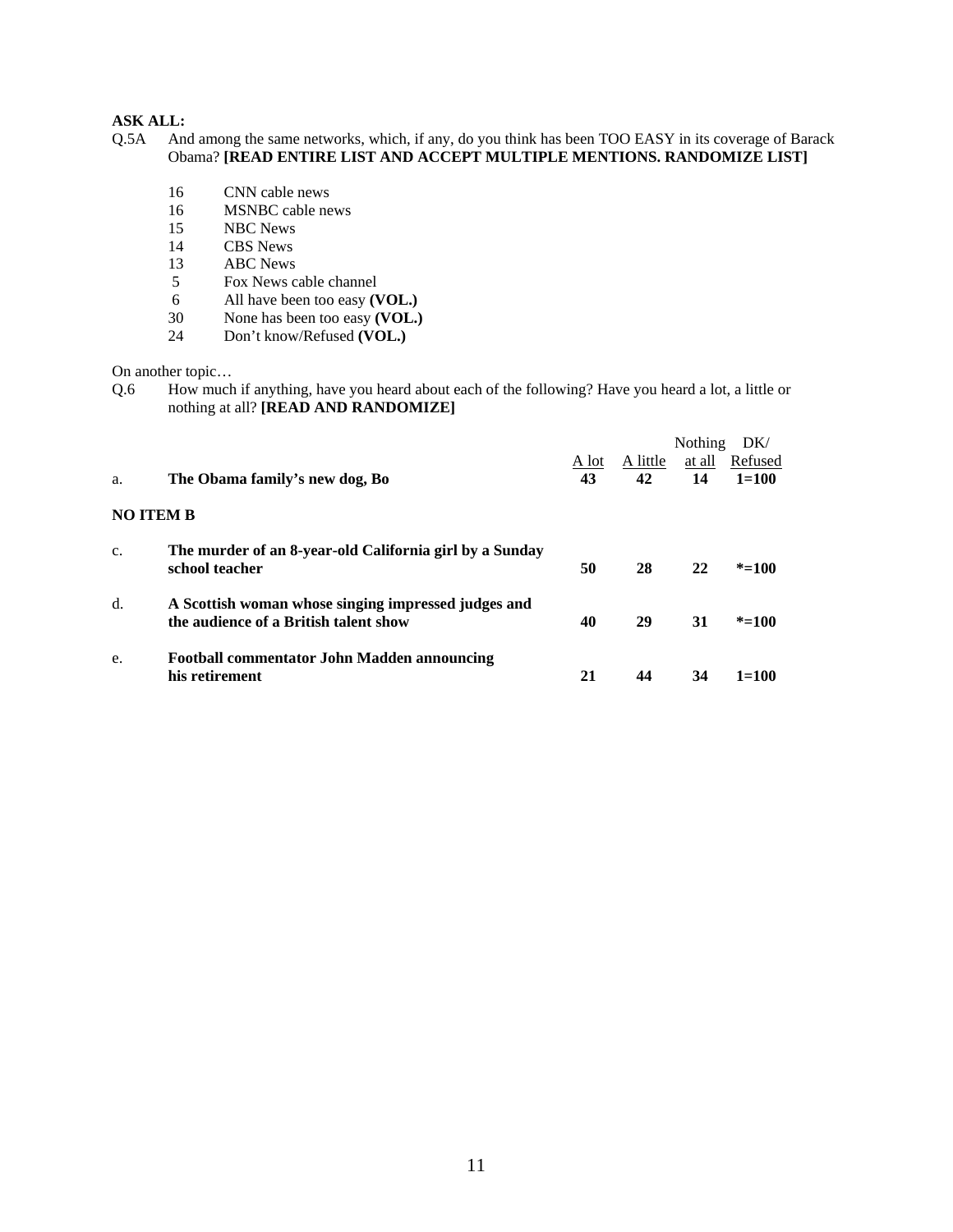**ASK ALL:**

Q.5A And among the same networks, which, if any, do you think has been TOO EASY in its coverage of Barack Obama? **[READ ENTIRE LIST AND ACCEPT MULTIPLE MENTIONS. RANDOMIZE LIST]**

| | |
|---|---|
| 16 | CNN cable news |
| 16 | MSNBC cable news |
| 15 | NBC News |
| 14 | CBS News |
| 13 | ABC News |
| 5 | Fox News cable channel |
| 6 | All have been too easy **(VOL.)** |
| 30 | None has been too easy **(VOL.)** |
| 24 | Don't know/Refused **(VOL.)** |

On another topic…

Q.6 How much if anything, have you heard about each of the following? Have you heard a lot, a little or nothing at all? **[READ AND RANDOMIZE]**

| | | A lot | A little | Nothing at all | DK/ Refused |
|---|---|---|---|---|---|
| a. | **The Obama family's new dog, Bo** | **43** | **42** | **14** | **1=100** |
| **NO ITEM B** | | | | | |
| c. | **The murder of an 8-year-old California girl by a Sunday school teacher** | **50** | **28** | **22** | ***=100** |
| d. | **A Scottish woman whose singing impressed judges and the audience of a British talent show** | **40** | **29** | **31** | ***=100** |
| e. | **Football commentator John Madden announcing his retirement** | **21** | **44** | **34** | **1=100** |